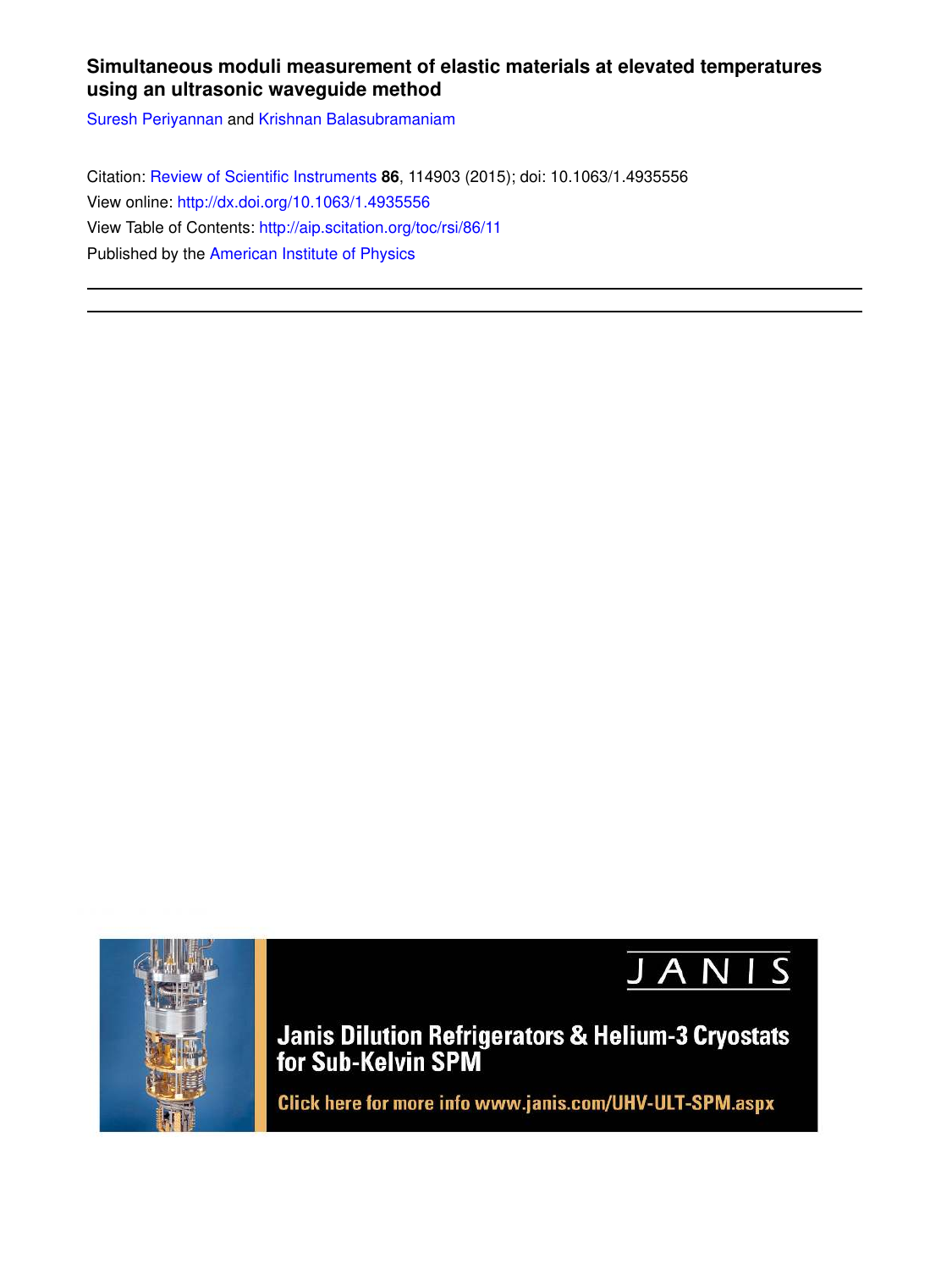**Simultaneous moduli measurement of elastic materials at elevated temperatures using an ultrasonic waveguide method**

Suresh Periyannan and Krishnan Balasubramaniam

Citation: Review of Scientific Instruments **86**, 114903 (2015); doi: 10.1063/1.4935556

View online: http://dx.doi.org/10.1063/1.4935556

View Table of Contents: http://aip.scitation.org/toc/rsi/86/11

Published by the American Institute of Physics

---

JANIS

Janis Dilution Refrigerators & Helium-3 Cryostats for Sub-Kelvin SPM

Click here for more info www.janis.com/UHV-ULT-SPM.aspx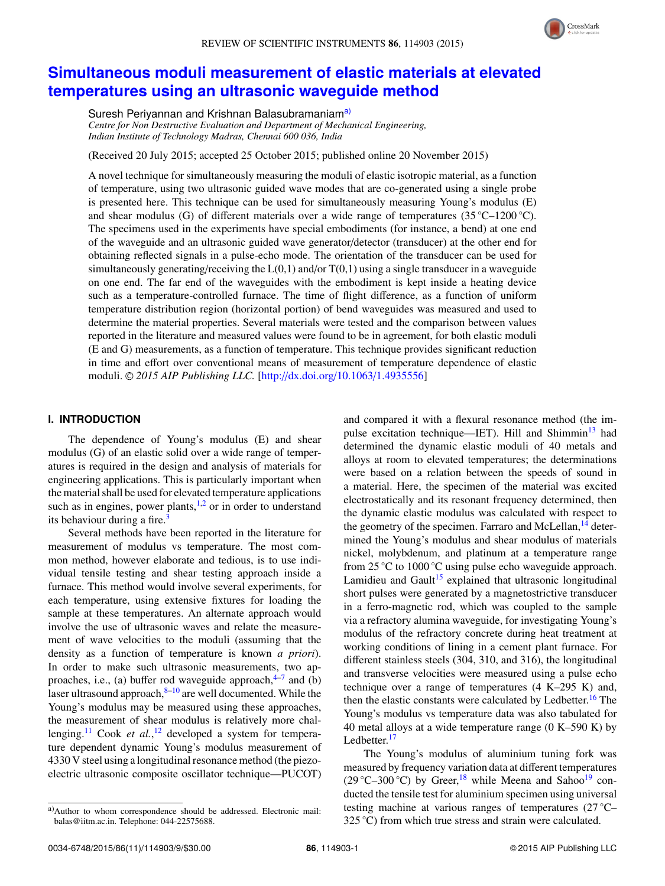# Simultaneous moduli measurement of elastic materials at elevated temperatures using an ultrasonic waveguide method

Suresh Periyannan and Krishnan Balasubramaniam[a]

*Centre for Non Destructive Evaluation and Department of Mechanical Engineering, Indian Institute of Technology Madras, Chennai 600 036, India*

(Received 20 July 2015; accepted 25 October 2015; published online 20 November 2015)

A novel technique for simultaneously measuring the moduli of elastic isotropic material, as a function of temperature, using two ultrasonic guided wave modes that are co-generated using a single probe is presented here. This technique can be used for simultaneously measuring Young's modulus (E) and shear modulus (G) of different materials over a wide range of temperatures (35 °C–1200 °C). The specimens used in the experiments have special embodiments (for instance, a bend) at one end of the waveguide and an ultrasonic guided wave generator/detector (transducer) at the other end for obtaining reflected signals in a pulse-echo mode. The orientation of the transducer can be used for simultaneously generating/receiving the L(0,1) and/or T(0,1) using a single transducer in a waveguide on one end. The far end of the waveguides with the embodiment is kept inside a heating device such as a temperature-controlled furnace. The time of flight difference, as a function of uniform temperature distribution region (horizontal portion) of bend waveguides was measured and used to determine the material properties. Several materials were tested and the comparison between values reported in the literature and measured values were found to be in agreement, for both elastic moduli (E and G) measurements, as a function of temperature. This technique provides significant reduction in time and effort over conventional means of measurement of temperature dependence of elastic moduli. © *2015 AIP Publishing LLC.* [http://dx.doi.org/10.1063/1.4935556]

## I. INTRODUCTION

The dependence of Young's modulus (E) and shear modulus (G) of an elastic solid over a wide range of temperatures is required in the design and analysis of materials for engineering applications. This is particularly important when the material shall be used for elevated temperature applications such as in engines, power plants,[1,2] or in order to understand its behaviour during a fire.[3]

Several methods have been reported in the literature for measurement of modulus vs temperature. The most common method, however elaborate and tedious, is to use individual tensile testing and shear testing approach inside a furnace. This method would involve several experiments, for each temperature, using extensive fixtures for loading the sample at these temperatures. An alternate approach would involve the use of ultrasonic waves and relate the measurement of wave velocities to the moduli (assuming that the density as a function of temperature is known *a priori*). In order to make such ultrasonic measurements, two approaches, i.e., (a) buffer rod waveguide approach,[4–7] and (b) laser ultrasound approach,[8–10] are well documented. While the Young's modulus may be measured using these approaches, the measurement of shear modulus is relatively more challenging.[11] Cook *et al.*,[12] developed a system for temperature dependent dynamic Young's modulus measurement of 4330 V steel using a longitudinal resonance method (the piezoelectric ultrasonic composite oscillator technique—PUCOT) and compared it with a flexural resonance method (the impulse excitation technique—IET). Hill and Shimmin[13] had determined the dynamic elastic moduli of 40 metals and alloys at room to elevated temperatures; the determinations were based on a relation between the speeds of sound in a material. Here, the specimen of the material was excited electrostatically and its resonant frequency determined, then the dynamic elastic modulus was calculated with respect to the geometry of the specimen. Farraro and McLellan,[14] determined the Young's modulus and shear modulus of materials nickel, molybdenum, and platinum at a temperature range from 25 °C to 1000 °C using pulse echo waveguide approach. Lamidieu and Gault[15] explained that ultrasonic longitudinal short pulses were generated by a magnetostrictive transducer in a ferro-magnetic rod, which was coupled to the sample via a refractory alumina waveguide, for investigating Young's modulus of the refractory concrete during heat treatment at working conditions of lining in a cement plant furnace. For different stainless steels (304, 310, and 316), the longitudinal and transverse velocities were measured using a pulse echo technique over a range of temperatures (4 K–295 K) and, then the elastic constants were calculated by Ledbetter.[16] The Young's modulus vs temperature data was also tabulated for 40 metal alloys at a wide temperature range (0 K–590 K) by Ledbetter.[17]

The Young's modulus of aluminium tuning fork was measured by frequency variation data at different temperatures (29 °C–300 °C) by Greer,[18] while Meena and Sahoo[19] conducted the tensile test for aluminium specimen using universal testing machine at various ranges of temperatures (27 °C–325 °C) from which true stress and strain were calculated.

[a]Author to whom correspondence should be addressed. Electronic mail: balas@iitm.ac.in. Telephone: 044-22575688.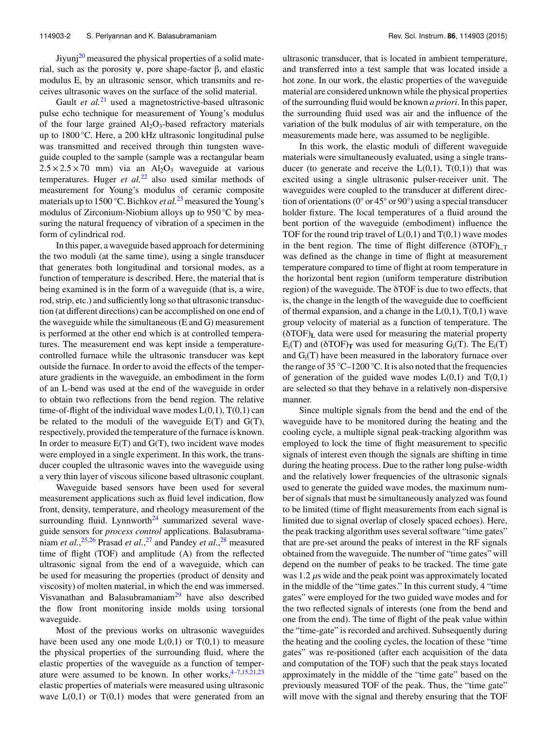Jiyunj[20] measured the physical properties of a solid material, such as the porosity ψ, pore shape-factor β, and elastic modulus E, by an ultrasonic sensor, which transmits and receives ultrasonic waves on the surface of the solid material.

Gault *et al.*[21] used a magnetostrictive-based ultrasonic pulse echo technique for measurement of Young's modulus of the four large grained $Al_2O_3$-based refractory materials up to 1800 °C. Here, a 200 kHz ultrasonic longitudinal pulse was transmitted and received through thin tungsten waveguide coupled to the sample (sample was a rectangular beam $2.5 \times 2.5 \times 70$ mm) via an $Al_2O_3$ waveguide at various temperatures. Huger *et al.*[22] also used similar methods of measurement for Young's modulus of ceramic composite materials up to 1500 °C. Bichkov *et al.*[23] measured the Young's modulus of Zirconium-Niobium alloys up to 950 °C by measuring the natural frequency of vibration of a specimen in the form of cylindrical rod.

In this paper, a waveguide based approach for determining the two moduli (at the same time), using a single transducer that generates both longitudinal and torsional modes, as a function of temperature is described. Here, the material that is being examined is in the form of a waveguide (that is, a wire, rod, strip, etc.) and sufficiently long so that ultrasonic transduction (at different directions) can be accomplished on one end of the waveguide while the simultaneous (E and G) measurement is performed at the other end which is at controlled temperatures. The measurement end was kept inside a temperature-controlled furnace while the ultrasonic transducer was kept outside the furnace. In order to avoid the effects of the temperature gradients in the waveguide, an embodiment in the form of an L-bend was used at the end of the waveguide in order to obtain two reflections from the bend region. The relative time-of-flight of the individual wave modes L(0,1), T(0,1) can be related to the moduli of the waveguide E(T) and G(T), respectively, provided the temperature of the furnace is known. In order to measure E(T) and G(T), two incident wave modes were employed in a single experiment. In this work, the transducer coupled the ultrasonic waves into the waveguide using a very thin layer of viscous silicone based ultrasonic couplant.

Waveguide based sensors have been used for several measurement applications such as fluid level indication, flow front, density, temperature, and rheology measurement of the surrounding fluid. Lynnworth[24] summarized several waveguide sensors for *process control* applications. Balasubramaniam *et al.*,[25,26] Prasad *et al.*,[27] and Pandey *et al.*,[28] measured time of flight (TOF) and amplitude (A) from the reflected ultrasonic signal from the end of a waveguide, which can be used for measuring the properties (product of density and viscosity) of molten material, in which the end was immersed. Visvanathan and Balasubramaniam[29] have also described the flow front monitoring inside molds using torsional waveguide.

Most of the previous works on ultrasonic waveguides have been used any one mode L(0,1) or T(0,1) to measure the physical properties of the surrounding fluid, where the elastic properties of the waveguide as a function of temperature were assumed to be known. In other works,[4–7,15,21,23] elastic properties of materials were measured using ultrasonic wave L(0,1) or T(0,1) modes that were generated from an ultrasonic transducer, that is located in ambient temperature, and transferred into a test sample that was located inside a hot zone. In our work, the elastic properties of the waveguide material are considered unknown while the physical properties of the surrounding fluid would be known *a priori*. In this paper, the surrounding fluid used was air and the influence of the variation of the bulk modulus of air with temperature, on the measurements made here, was assumed to be negligible.

In this work, the elastic moduli of different waveguide materials were simultaneously evaluated, using a single transducer (to generate and receive the L(0,1), T(0,1)) that was excited using a single ultrasonic pulser-receiver unit. The waveguides were coupled to the transducer at different direction of orientations (0° or 45° or 90°) using a special transducer holder fixture. The local temperatures of a fluid around the bent portion of the waveguide (embodiment) influence the TOF for the round trip travel of L(0,1) and T(0,1) wave modes in the bent region. The time of flight difference $(\delta TOF)_{L,T}$ was defined as the change in time of flight at measurement temperature compared to time of flight at room temperature in the horizontal bent region (uniform temperature distribution region) of the waveguide. The δTOF is due to two effects, that is, the change in the length of the waveguide due to coefficient of thermal expansion, and a change in the L(0,1), T(0,1) wave group velocity of material as a function of temperature. The $(\delta TOF)_L$ data were used for measuring the material property $E_i(T)$ and $(\delta TOF)_T$ was used for measuring $G_i(T)$. The $E_i(T)$ and $G_i(T)$ have been measured in the laboratory furnace over the range of 35 °C–1200 °C. It is also noted that the frequencies of generation of the guided wave modes L(0,1) and T(0,1) are selected so that they behave in a relatively non-dispersive manner.

Since multiple signals from the bend and the end of the waveguide have to be monitored during the heating and the cooling cycle, a multiple signal peak-tracking algorithm was employed to lock the time of flight measurement to specific signals of interest even though the signals are shifting in time during the heating process. Due to the rather long pulse-width and the relatively lower frequencies of the ultrasonic signals used to generate the guided wave modes, the maximum number of signals that must be simultaneously analyzed was found to be limited (time of flight measurements from each signal is limited due to signal overlap of closely spaced echoes). Here, the peak tracking algorithm uses several software "time gates" that are pre-set around the peaks of interest in the RF signals obtained from the waveguide. The number of "time gates" will depend on the number of peaks to be tracked. The time gate was 1.2 $\mu$s wide and the peak point was approximately located in the middle of the "time gates." In this current study, 4 "time gates" were employed for the two guided wave modes and for the two reflected signals of interests (one from the bend and one from the end). The time of flight of the peak value within the "time-gate" is recorded and archived. Subsequently during the heating and the cooling cycles, the location of these "time gates" was re-positioned (after each acquisition of the data and computation of the TOF) such that the peak stays located approximately in the middle of the "time gate" based on the previously measured TOF of the peak. Thus, the "time gate" will move with the signal and thereby ensuring that the TOF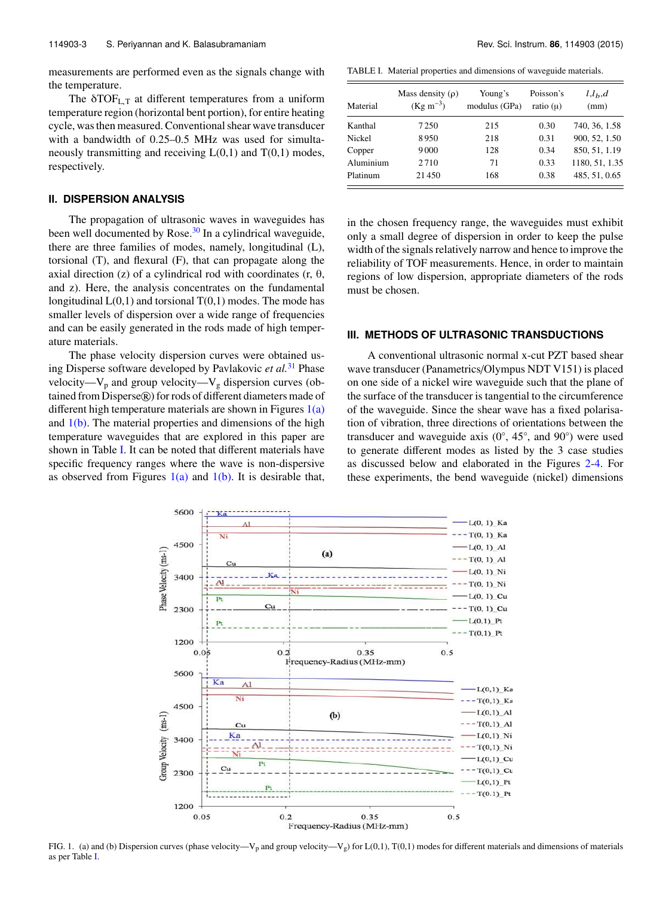measurements are performed even as the signals change with the temperature.

The $\delta TOF_{L,T}$ at different temperatures from a uniform temperature region (horizontal bent portion), for entire heating cycle, was then measured. Conventional shear wave transducer with a bandwidth of 0.25–0.5 MHz was used for simultaneously transmitting and receiving L(0,1) and T(0,1) modes, respectively.

## II. DISPERSION ANALYSIS

The propagation of ultrasonic waves in waveguides has been well documented by Rose.[30] In a cylindrical waveguide, there are three families of modes, namely, longitudinal (L), torsional (T), and flexural (F), that can propagate along the axial direction (z) of a cylindrical rod with coordinates (r, θ, and z). Here, the analysis concentrates on the fundamental longitudinal L(0,1) and torsional T(0,1) modes. The mode has smaller levels of dispersion over a wide range of frequencies and can be easily generated in the rods made of high temperature materials.

The phase velocity dispersion curves were obtained using Disperse software developed by Pavlakovic *et al.*[31] Phase velocity—$V_p$ and group velocity—$V_g$ dispersion curves (obtained from Disperse®) for rods of different diameters made of different high temperature materials are shown in Figures 1(a) and 1(b). The material properties and dimensions of the high temperature waveguides that are explored in this paper are shown in Table I. It can be noted that different materials have specific frequency ranges where the wave is non-dispersive as observed from Figures 1(a) and 1(b). It is desirable that, in the chosen frequency range, the waveguides must exhibit only a small degree of dispersion in order to keep the pulse width of the signals relatively narrow and hence to improve the reliability of TOF measurements. Hence, in order to maintain regions of low dispersion, appropriate diameters of the rods must be chosen.

TABLE I. Material properties and dimensions of waveguide materials.

| Material | Mass density (ρ) (Kg m$^{-3}$) | Young's modulus (GPa) | Poisson's ratio (μ) | $l, l_b, d$ (mm) |
|---|---|---|---|---|
| Kanthal | 7 250 | 215 | 0.30 | 740, 36, 1.58 |
| Nickel | 8 950 | 218 | 0.31 | 900, 52, 1.50 |
| Copper | 9 000 | 128 | 0.34 | 850, 51, 1.19 |
| Aluminium | 2 710 | 71 | 0.33 | 1180, 51, 1.35 |
| Platinum | 21 450 | 168 | 0.38 | 485, 51, 0.65 |

## III. METHODS OF ULTRASONIC TRANSDUCTIONS

A conventional ultrasonic normal x-cut PZT based shear wave transducer (Panametrics/Olympus NDT V151) is placed on one side of a nickel wire waveguide such that the plane of the surface of the transducer is tangential to the circumference of the waveguide. Since the shear wave has a fixed polarisation of vibration, three directions of orientations between the transducer and waveguide axis (0°, 45°, and 90°) were used to generate different modes as listed by the 3 case studies as discussed below and elaborated in the Figures 2-4. For these experiments, the bend waveguide (nickel) dimensions

FIG. 1. (a) and (b) Dispersion curves (phase velocity—$V_p$ and group velocity—$V_g$) for L(0,1), T(0,1) modes for different materials and dimensions of materials as per Table I.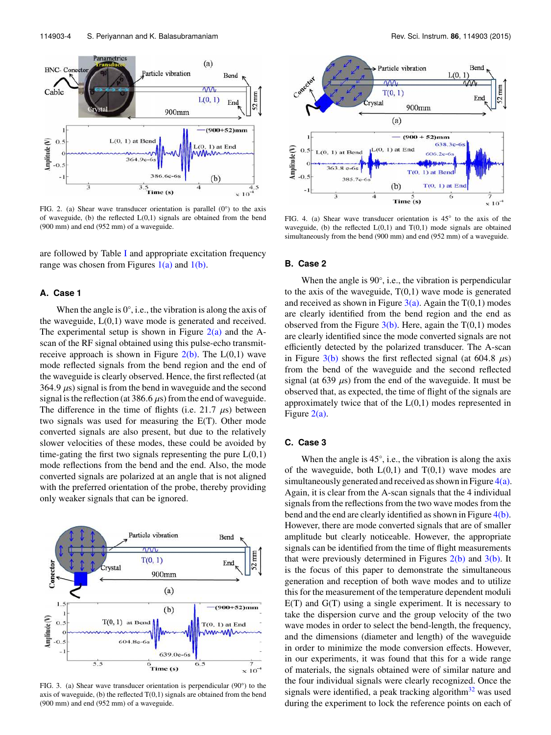FIG. 2. (a) Shear wave transducer orientation is parallel (0°) to the axis of waveguide, (b) the reflected L(0,1) signals are obtained from the bend (900 mm) and end (952 mm) of a waveguide.

are followed by Table I and appropriate excitation frequency range was chosen from Figures 1(a) and 1(b).

### A. Case 1

When the angle is 0°, i.e., the vibration is along the axis of the waveguide, L(0,1) wave mode is generated and received. The experimental setup is shown in Figure 2(a) and the A-scan of the RF signal obtained using this pulse-echo transmit-receive approach is shown in Figure 2(b). The L(0,1) wave mode reflected signals from the bend region and the end of the waveguide is clearly observed. Hence, the first reflected (at 364.9 $\mu$s) signal is from the bend in waveguide and the second signal is the reflection (at 386.6 $\mu$s) from the end of waveguide. The difference in the time of flights (i.e. 21.7 $\mu$s) between two signals was used for measuring the E(T). Other mode converted signals are also present, but due to the relatively slower velocities of these modes, these could be avoided by time-gating the first two signals representing the pure L(0,1) mode reflections from the bend and the end. Also, the mode converted signals are polarized at an angle that is not aligned with the preferred orientation of the probe, thereby providing only weaker signals that can be ignored.

FIG. 3. (a) Shear wave transducer orientation is perpendicular (90°) to the axis of waveguide, (b) the reflected T(0,1) signals are obtained from the bend (900 mm) and end (952 mm) of a waveguide.

FIG. 4. (a) Shear wave transducer orientation is 45° to the axis of the waveguide, (b) the reflected L(0,1) and T(0,1) mode signals are obtained simultaneously from the bend (900 mm) and end (952 mm) of a waveguide.

### B. Case 2

When the angle is 90°, i.e., the vibration is perpendicular to the axis of the waveguide, T(0,1) wave mode is generated and received as shown in Figure 3(a). Again the T(0,1) modes are clearly identified from the bend region and the end as observed from the Figure 3(b). Here, again the T(0,1) modes are clearly identified since the mode converted signals are not efficiently detected by the polarized transducer. The A-scan in Figure 3(b) shows the first reflected signal (at 604.8 $\mu$s) from the bend of the waveguide and the second reflected signal (at 639 $\mu$s) from the end of the waveguide. It must be observed that, as expected, the time of flight of the signals are approximately twice that of the L(0,1) modes represented in Figure 2(a).

### C. Case 3

When the angle is 45°, i.e., the vibration is along the axis of the waveguide, both L(0,1) and T(0,1) wave modes are simultaneously generated and received as shown in Figure 4(a). Again, it is clear from the A-scan signals that the 4 individual signals from the reflections from the two wave modes from the bend and the end are clearly identified as shown in Figure 4(b). However, there are mode converted signals that are of smaller amplitude but clearly noticeable. However, the appropriate signals can be identified from the time of flight measurements that were previously determined in Figures 2(b) and 3(b). It is the focus of this paper to demonstrate the simultaneous generation and reception of both wave modes and to utilize this for the measurement of the temperature dependent moduli E(T) and G(T) using a single experiment. It is necessary to take the dispersion curve and the group velocity of the two wave modes in order to select the bend-length, the frequency, and the dimensions (diameter and length) of the waveguide in order to minimize the mode conversion effects. However, in our experiments, it was found that this for a wide range of materials, the signals obtained were of similar nature and the four individual signals were clearly recognized. Once the signals were identified, a peak tracking algorithm[32] was used during the experiment to lock the reference points on each of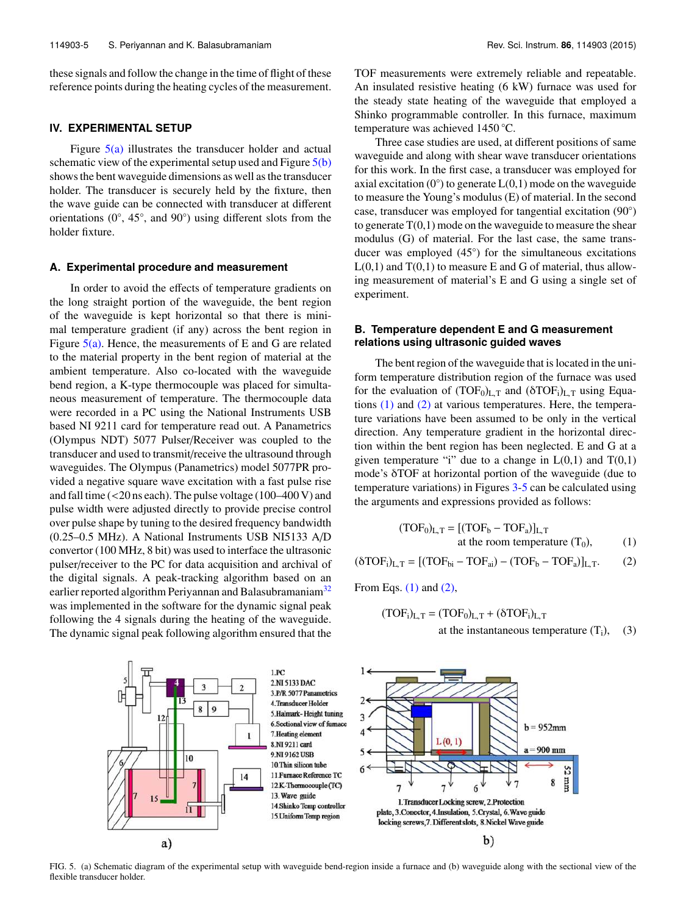these signals and follow the change in the time of flight of these reference points during the heating cycles of the measurement.

## IV. EXPERIMENTAL SETUP

Figure 5(a) illustrates the transducer holder and actual schematic view of the experimental setup used and Figure 5(b) shows the bent waveguide dimensions as well as the transducer holder. The transducer is securely held by the fixture, then the wave guide can be connected with transducer at different orientations (0°, 45°, and 90°) using different slots from the holder fixture.

### A. Experimental procedure and measurement

In order to avoid the effects of temperature gradients on the long straight portion of the waveguide, the bent region of the waveguide is kept horizontal so that there is minimal temperature gradient (if any) across the bent region in Figure 5(a). Hence, the measurements of E and G are related to the material property in the bent region of material at the ambient temperature. Also co-located with the waveguide bend region, a K-type thermocouple was placed for simultaneous measurement of temperature. The thermocouple data were recorded in a PC using the National Instruments USB based NI 9211 card for temperature read out. A Panametrics (Olympus NDT) 5077 Pulser/Receiver was coupled to the transducer and used to transmit/receive the ultrasound through waveguides. The Olympus (Panametrics) model 5077PR provided a negative square wave excitation with a fast pulse rise and fall time (<20 ns each). The pulse voltage (100–400 V) and pulse width were adjusted directly to provide precise control over pulse shape by tuning to the desired frequency bandwidth (0.25–0.5 MHz). A National Instruments USB NI5133 A/D convertor (100 MHz, 8 bit) was used to interface the ultrasonic pulser/receiver to the PC for data acquisition and archival of the digital signals. A peak-tracking algorithm based on an earlier reported algorithm Periyannan and Balasubramaniam[32] was implemented in the software for the dynamic signal peak following the 4 signals during the heating of the waveguide. The dynamic signal peak following algorithm ensured that the TOF measurements were extremely reliable and repeatable. An insulated resistive heating (6 kW) furnace was used for the steady state heating of the waveguide that employed a Shinko programmable controller. In this furnace, maximum temperature was achieved 1450 °C.

Three case studies are used, at different positions of same waveguide and along with shear wave transducer orientations for this work. In the first case, a transducer was employed for axial excitation (0°) to generate L(0,1) mode on the waveguide to measure the Young's modulus (E) of material. In the second case, transducer was employed for tangential excitation (90°) to generate T(0,1) mode on the waveguide to measure the shear modulus (G) of material. For the last case, the same transducer was employed (45°) for the simultaneous excitations L(0,1) and T(0,1) to measure E and G of material, thus allowing measurement of material's E and G using a single set of experiment.

### B. Temperature dependent E and G measurement relations using ultrasonic guided waves

The bent region of the waveguide that is located in the uniform temperature distribution region of the furnace was used for the evaluation of $(TOF_0)_{L,T}$ and $(\delta TOF_i)_{L,T}$ using Equations (1) and (2) at various temperatures. Here, the temperature variations have been assumed to be only in the vertical direction. Any temperature gradient in the horizontal direction within the bent region has been neglected. E and G at a given temperature "i" due to a change in L(0,1) and T(0,1) mode's δTOF at horizontal portion of the waveguide (due to temperature variations) in Figures 3-5 can be calculated using the arguments and expressions provided as follows:

$$(TOF_0)_{L,T} = [(TOF_b - TOF_a)]_{L,T} \quad \text{at the room temperature } (T_0), \tag{1}$$

$$(\delta TOF_i)_{L,T} = [(TOF_{bi} - TOF_{ai}) - (TOF_b - TOF_a)]_{L,T}. \tag{2}$$

From Eqs. (1) and (2),

$$(TOF_i)_{L,T} = (TOF_0)_{L,T} + (\delta TOF_i)_{L,T} \quad \text{at the instantaneous temperature } (T_i), \tag{3}$$

FIG. 5. (a) Schematic diagram of the experimental setup with waveguide bend-region inside a furnace and (b) waveguide along with the sectional view of the flexible transducer holder.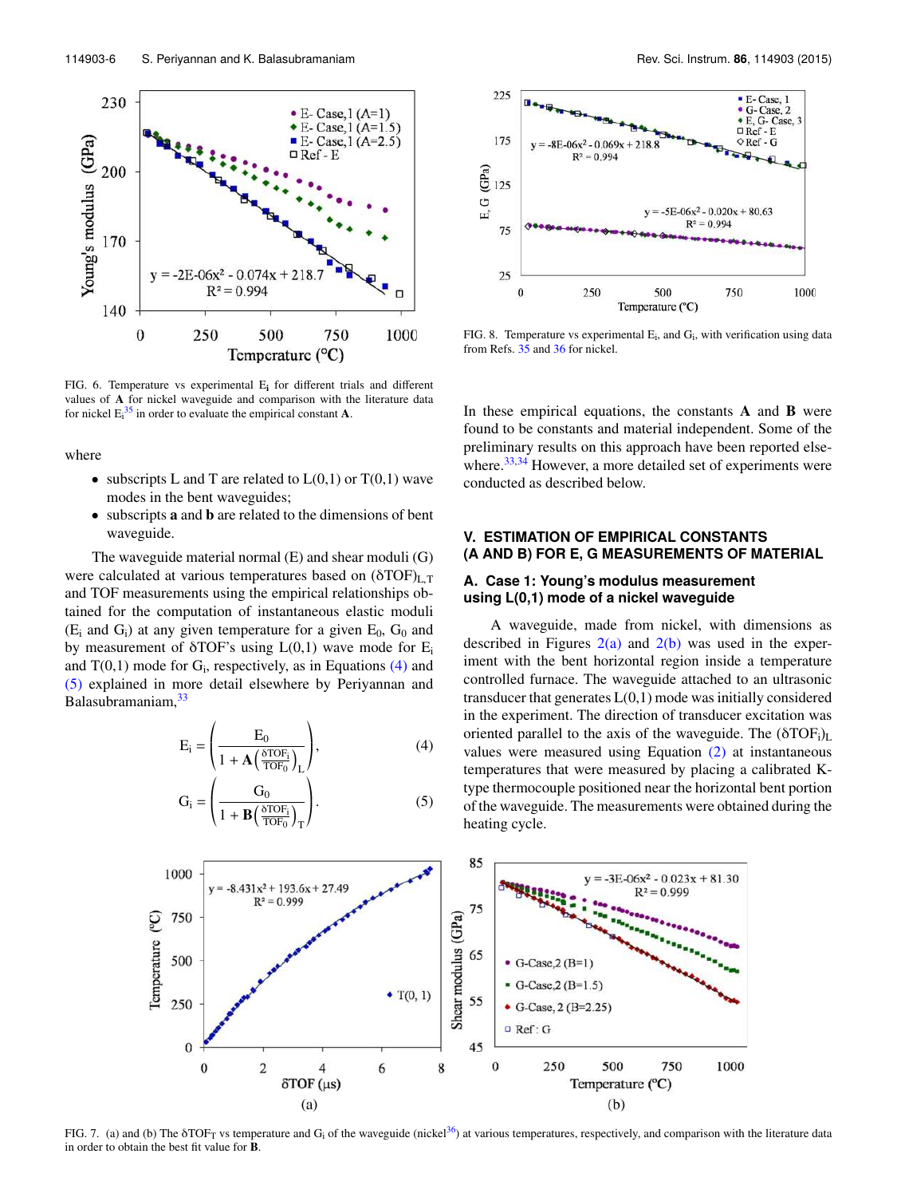FIG. 6. Temperature vs experimental $E_i$ for different trials and different values of **A** for nickel waveguide and comparison with the literature data for nickel $E_i$[35] in order to evaluate the empirical constant **A**.

where

- subscripts L and T are related to L(0,1) or T(0,1) wave modes in the bent waveguides;
- subscripts **a** and **b** are related to the dimensions of bent waveguide.

The waveguide material normal (E) and shear moduli (G) were calculated at various temperatures based on $(\delta TOF)_{L,T}$ and TOF measurements using the empirical relationships obtained for the computation of instantaneous elastic moduli ($E_i$ and $G_i$) at any given temperature for a given $E_0$, $G_0$ and by measurement of δTOF's using L(0,1) wave mode for $E_i$ and T(0,1) mode for $G_i$, respectively, as in Equations (4) and (5) explained in more detail elsewhere by Periyannan and Balasubramaniam,[33]

$$E_i = \left( \frac{E_0}{1 + \mathbf{A}\left(\frac{\delta TOF_i}{TOF_0}\right)_L} \right), \tag{4}$$

$$G_i = \left( \frac{G_0}{1 + \mathbf{B}\left(\frac{\delta TOF_i}{TOF_0}\right)_T} \right). \tag{5}$$

FIG. 7. (a) and (b) The $\delta TOF_T$ vs temperature and $G_i$ of the waveguide (nickel[36]) at various temperatures, respectively, and comparison with the literature data in order to obtain the best fit value for **B**.

FIG. 8. Temperature vs experimental $E_i$, and $G_i$, with verification using data from Refs. 35 and 36 for nickel.

In these empirical equations, the constants **A** and **B** were found to be constants and material independent. Some of the preliminary results on this approach have been reported elsewhere.[33,34] However, a more detailed set of experiments were conducted as described below.

## V. ESTIMATION OF EMPIRICAL CONSTANTS (A AND B) FOR E, G MEASUREMENTS OF MATERIAL

### A. Case 1: Young's modulus measurement using L(0,1) mode of a nickel waveguide

A waveguide, made from nickel, with dimensions as described in Figures 2(a) and 2(b) was used in the experiment with the bent horizontal region inside a temperature controlled furnace. The waveguide attached to an ultrasonic transducer that generates L(0,1) mode was initially considered in the experiment. The direction of transducer excitation was oriented parallel to the axis of the waveguide. The $(\delta TOF_i)_L$ values were measured using Equation (2) at instantaneous temperatures that were measured by placing a calibrated K-type thermocouple positioned near the horizontal bent portion of the waveguide. The measurements were obtained during the heating cycle.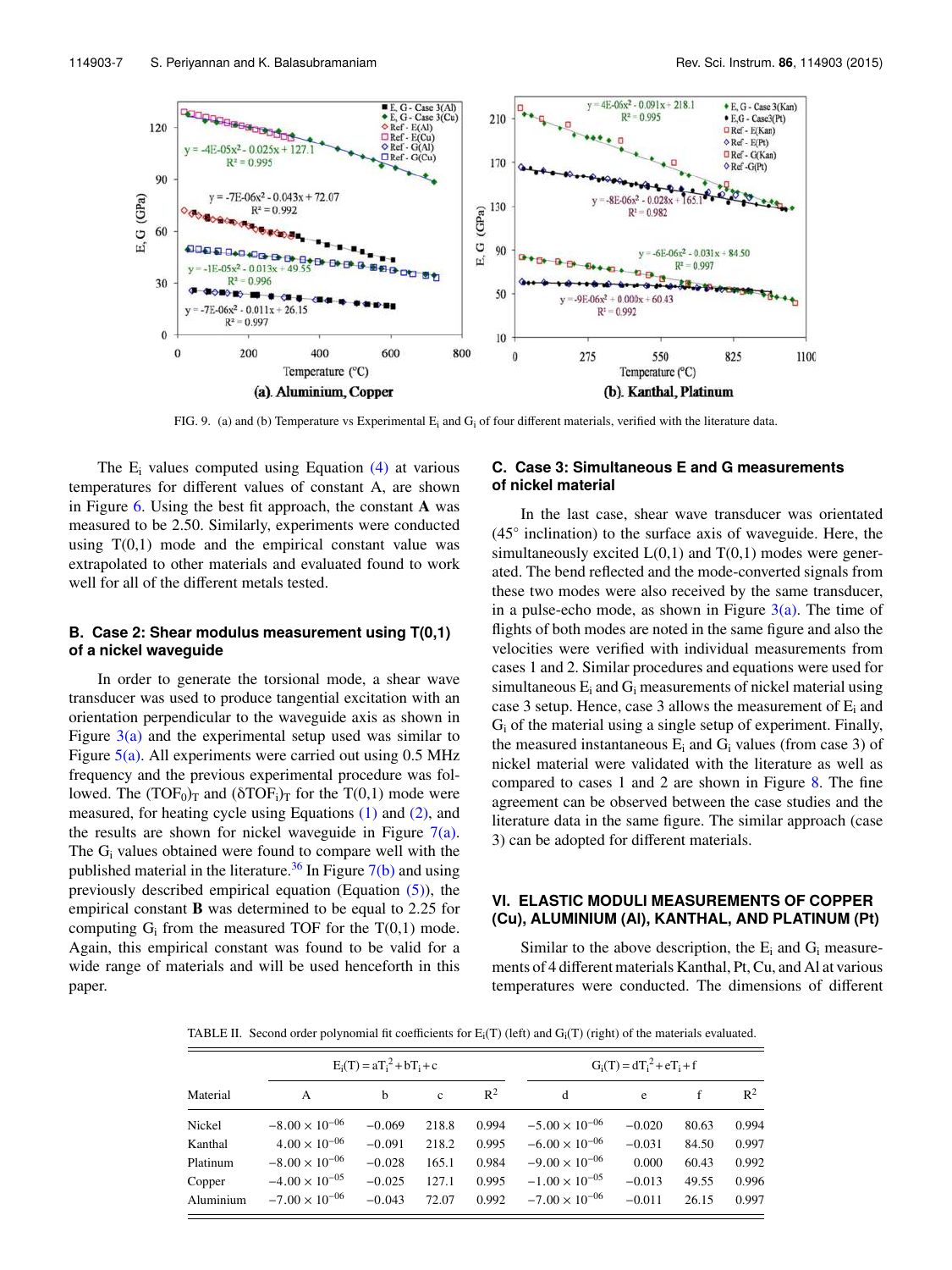FIG. 9. (a) and (b) Temperature vs Experimental $E_i$ and $G_i$ of four different materials, verified with the literature data.

The $E_i$ values computed using Equation (4) at various temperatures for different values of constant A, are shown in Figure 6. Using the best fit approach, the constant **A** was measured to be 2.50. Similarly, experiments were conducted using T(0,1) mode and the empirical constant value was extrapolated to other materials and evaluated found to work well for all of the different metals tested.

### B. Case 2: Shear modulus measurement using T(0,1) of a nickel waveguide

In order to generate the torsional mode, a shear wave transducer was used to produce tangential excitation with an orientation perpendicular to the waveguide axis as shown in Figure 3(a) and the experimental setup used was similar to Figure 5(a). All experiments were carried out using 0.5 MHz frequency and the previous experimental procedure was followed. The $(TOF_0)_T$ and $(\delta TOF_i)_T$ for the T(0,1) mode were measured, for heating cycle using Equations (1) and (2), and the results are shown for nickel waveguide in Figure 7(a). The $G_i$ values obtained were found to compare well with the published material in the literature.[36] In Figure 7(b) and using previously described empirical equation (Equation (5)), the empirical constant **B** was determined to be equal to 2.25 for computing $G_i$ from the measured TOF for the T(0,1) mode. Again, this empirical constant was found to be valid for a wide range of materials and will be used henceforth in this paper.

### C. Case 3: Simultaneous E and G measurements of nickel material

In the last case, shear wave transducer was orientated (45° inclination) to the surface axis of waveguide. Here, the simultaneously excited L(0,1) and T(0,1) modes were generated. The bend reflected and the mode-converted signals from these two modes were also received by the same transducer, in a pulse-echo mode, as shown in Figure 3(a). The time of flights of both modes are noted in the same figure and also the velocities were verified with individual measurements from cases 1 and 2. Similar procedures and equations were used for simultaneous $E_i$ and $G_i$ measurements of nickel material using case 3 setup. Hence, case 3 allows the measurement of $E_i$ and $G_i$ of the material using a single setup of experiment. Finally, the measured instantaneous $E_i$ and $G_i$ values (from case 3) of nickel material were validated with the literature as well as compared to cases 1 and 2 are shown in Figure 8. The fine agreement can be observed between the case studies and the literature data in the same figure. The similar approach (case 3) can be adopted for different materials.

## VI. ELASTIC MODULI MEASUREMENTS OF COPPER (Cu), ALUMINIUM (Al), KANTHAL, AND PLATINUM (Pt)

Similar to the above description, the $E_i$ and $G_i$ measurements of 4 different materials Kanthal, Pt, Cu, and Al at various temperatures were conducted. The dimensions of different

TABLE II. Second order polynomial fit coefficients for $E_i(T)$ (left) and $G_i(T)$ (right) of the materials evaluated.

| Material | $E_i(T) = aT_i^2 + bT_i + c$ | | | | $G_i(T) = dT_i^2 + eT_i + f$ | | | |
|---|---|---|---|---|---|---|---|---|
| | A | b | c | $R^2$ | d | e | f | $R^2$ |
| Nickel | $-8.00 \times 10^{-06}$ | −0.069 | 218.8 | 0.994 | $-5.00 \times 10^{-06}$ | −0.020 | 80.63 | 0.994 |
| Kanthal | $4.00 \times 10^{-06}$ | −0.091 | 218.2 | 0.995 | $-6.00 \times 10^{-06}$ | −0.031 | 84.50 | 0.997 |
| Platinum | $-8.00 \times 10^{-06}$ | −0.028 | 165.1 | 0.984 | $-9.00 \times 10^{-06}$ | 0.000 | 60.43 | 0.992 |
| Copper | $-4.00 \times 10^{-05}$ | −0.025 | 127.1 | 0.995 | $-1.00 \times 10^{-05}$ | −0.013 | 49.55 | 0.996 |
| Aluminium | $-7.00 \times 10^{-06}$ | −0.043 | 72.07 | 0.992 | $-7.00 \times 10^{-06}$ | −0.011 | 26.15 | 0.997 |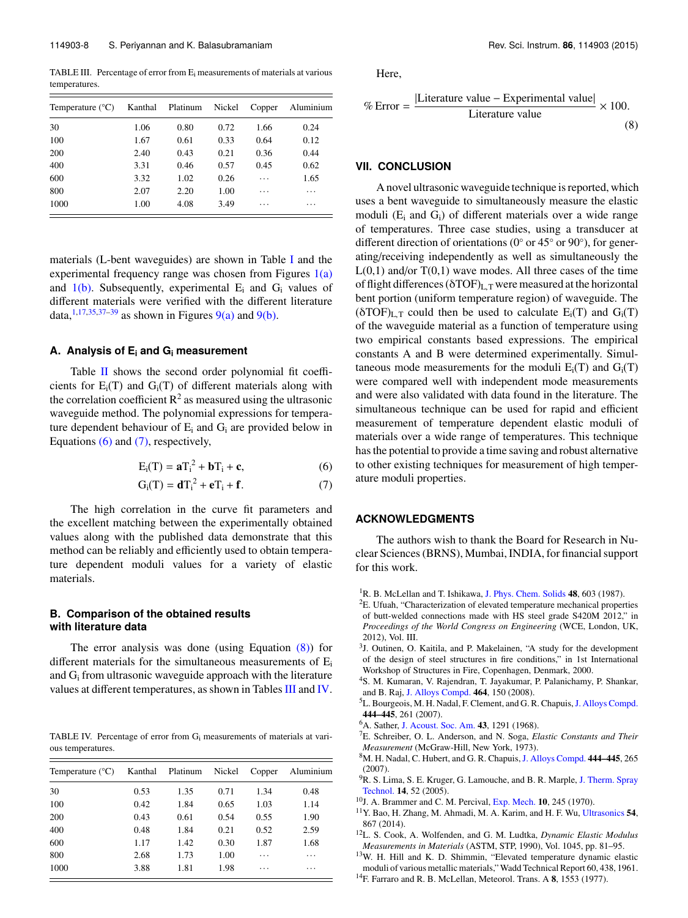TABLE III. Percentage of error from $E_i$ measurements of materials at various temperatures.

| Temperature (°C) | Kanthal | Platinum | Nickel | Copper | Aluminium |
|---|---|---|---|---|---|
| 30 | 1.06 | 0.80 | 0.72 | 1.66 | 0.24 |
| 100 | 1.67 | 0.61 | 0.33 | 0.64 | 0.12 |
| 200 | 2.40 | 0.43 | 0.21 | 0.36 | 0.44 |
| 400 | 3.31 | 0.46 | 0.57 | 0.45 | 0.62 |
| 600 | 3.32 | 1.02 | 0.26 | ⋯ | 1.65 |
| 800 | 2.07 | 2.20 | 1.00 | ⋯ | ⋯ |
| 1000 | 1.00 | 4.08 | 3.49 | ⋯ | ⋯ |

materials (L-bent waveguides) are shown in Table I and the experimental frequency range was chosen from Figures 1(a) and 1(b). Subsequently, experimental $E_i$ and $G_i$ values of different materials were verified with the different literature data,[1,17,35,37–39] as shown in Figures 9(a) and 9(b).

### A. Analysis of $E_i$ and $G_i$ measurement

Table II shows the second order polynomial fit coefficients for $E_i(T)$ and $G_i(T)$ of different materials along with the correlation coefficient $R^2$ as measured using the ultrasonic waveguide method. The polynomial expressions for temperature dependent behaviour of $E_i$ and $G_i$ are provided below in Equations (6) and (7), respectively,

$$E_i(T) = \mathbf{a}T_i^2 + \mathbf{b}T_i + \mathbf{c}, \tag{6}$$

$$G_i(T) = \mathbf{d}T_i^2 + \mathbf{e}T_i + \mathbf{f}. \tag{7}$$

The high correlation in the curve fit parameters and the excellent matching between the experimentally obtained values along with the published data demonstrate that this method can be reliably and efficiently used to obtain temperature dependent moduli values for a variety of elastic materials.

### B. Comparison of the obtained results with literature data

The error analysis was done (using Equation (8)) for different materials for the simultaneous measurements of $E_i$ and $G_i$ from ultrasonic waveguide approach with the literature values at different temperatures, as shown in Tables III and IV.

TABLE IV. Percentage of error from $G_i$ measurements of materials at various temperatures.

| Temperature (°C) | Kanthal | Platinum | Nickel | Copper | Aluminium |
|---|---|---|---|---|---|
| 30 | 0.53 | 1.35 | 0.71 | 1.34 | 0.48 |
| 100 | 0.42 | 1.84 | 0.65 | 1.03 | 1.14 |
| 200 | 0.43 | 0.61 | 0.54 | 0.55 | 1.90 |
| 400 | 0.48 | 1.84 | 0.21 | 0.52 | 2.59 |
| 600 | 1.17 | 1.42 | 0.30 | 1.87 | 1.68 |
| 800 | 2.68 | 1.73 | 1.00 | ⋯ | ⋯ |
| 1000 | 3.88 | 1.81 | 1.98 | ⋯ | ⋯ |

Here,

$$\%\ \text{Error} = \frac{|\text{Literature value} - \text{Experimental value}|}{\text{Literature value}} \times 100. \tag{8}$$

## VII. CONCLUSION

A novel ultrasonic waveguide technique is reported, which uses a bent waveguide to simultaneously measure the elastic moduli ($E_i$ and $G_i$) of different materials over a wide range of temperatures. Three case studies, using a transducer at different direction of orientations (0° or 45° or 90°), for generating/receiving independently as well as simultaneously the L(0,1) and/or T(0,1) wave modes. All three cases of the time of flight differences $(\delta TOF)_{L,T}$ were measured at the horizontal bent portion (uniform temperature region) of waveguide. The $(\delta TOF)_{L,T}$ could then be used to calculate $E_i(T)$ and $G_i(T)$ of the waveguide material as a function of temperature using two empirical constants based expressions. The empirical constants A and B were determined experimentally. Simultaneous mode measurements for the moduli $E_i(T)$ and $G_i(T)$ were compared well with independent mode measurements and were also validated with data found in the literature. The simultaneous technique can be used for rapid and efficient measurement of temperature dependent elastic moduli of materials over a wide range of temperatures. This technique has the potential to provide a time saving and robust alternative to other existing techniques for measurement of high temperature moduli properties.

## ACKNOWLEDGMENTS

The authors wish to thank the Board for Research in Nuclear Sciences (BRNS), Mumbai, INDIA, for financial support for this work.

[1] R. B. McLellan and T. Ishikawa, J. Phys. Chem. Solids **48**, 603 (1987).
[2] E. Ufuah, "Characterization of elevated temperature mechanical properties of butt-welded connections made with HS steel grade S420M 2012," in *Proceedings of the World Congress on Engineering* (WCE, London, UK, 2012), Vol. III.
[3] J. Outinen, O. Kaitila, and P. Makelainen, "A study for the development of the design of steel structures in fire conditions," in 1st International Workshop of Structures in Fire, Copenhagen, Denmark, 2000.
[4] S. M. Kumaran, V. Rajendran, T. Jayakumar, P. Palanichamy, P. Shankar, and B. Raj, J. Alloys Compd. **464**, 150 (2008).
[5] L. Bourgeois, M. H. Nadal, F. Clement, and G. R. Chapuis, J. Alloys Compd. **444–445**, 261 (2007).
[6] A. Sather, J. Acoust. Soc. Am. **43**, 1291 (1968).
[7] E. Schreiber, O. L. Anderson, and N. Soga, *Elastic Constants and Their Measurement* (McGraw-Hill, New York, 1973).
[8] M. H. Nadal, C. Hubert, and G. R. Chapuis, J. Alloys Compd. **444–445**, 265 (2007).
[9] R. S. Lima, S. E. Kruger, G. Lamouche, and B. R. Marple, J. Therm. Spray Technol. **14**, 52 (2005).
[10] J. A. Brammer and C. M. Percival, Exp. Mech. **10**, 245 (1970).
[11] Y. Bao, H. Zhang, M. Ahmadi, M. A. Karim, and H. F. Wu, Ultrasonics **54**, 867 (2014).
[12] L. S. Cook, A. Wolfenden, and G. M. Ludtka, *Dynamic Elastic Modulus Measurements in Materials* (ASTM, STP, 1990), Vol. 1045, pp. 81–95.
[13] W. H. Hill and K. D. Shimmin, "Elevated temperature dynamic elastic moduli of various metallic materials," Wadd Technical Report 60, 438, 1961.
[14] F. Farraro and R. B. McLellan, Meteorol. Trans. A **8**, 1553 (1977).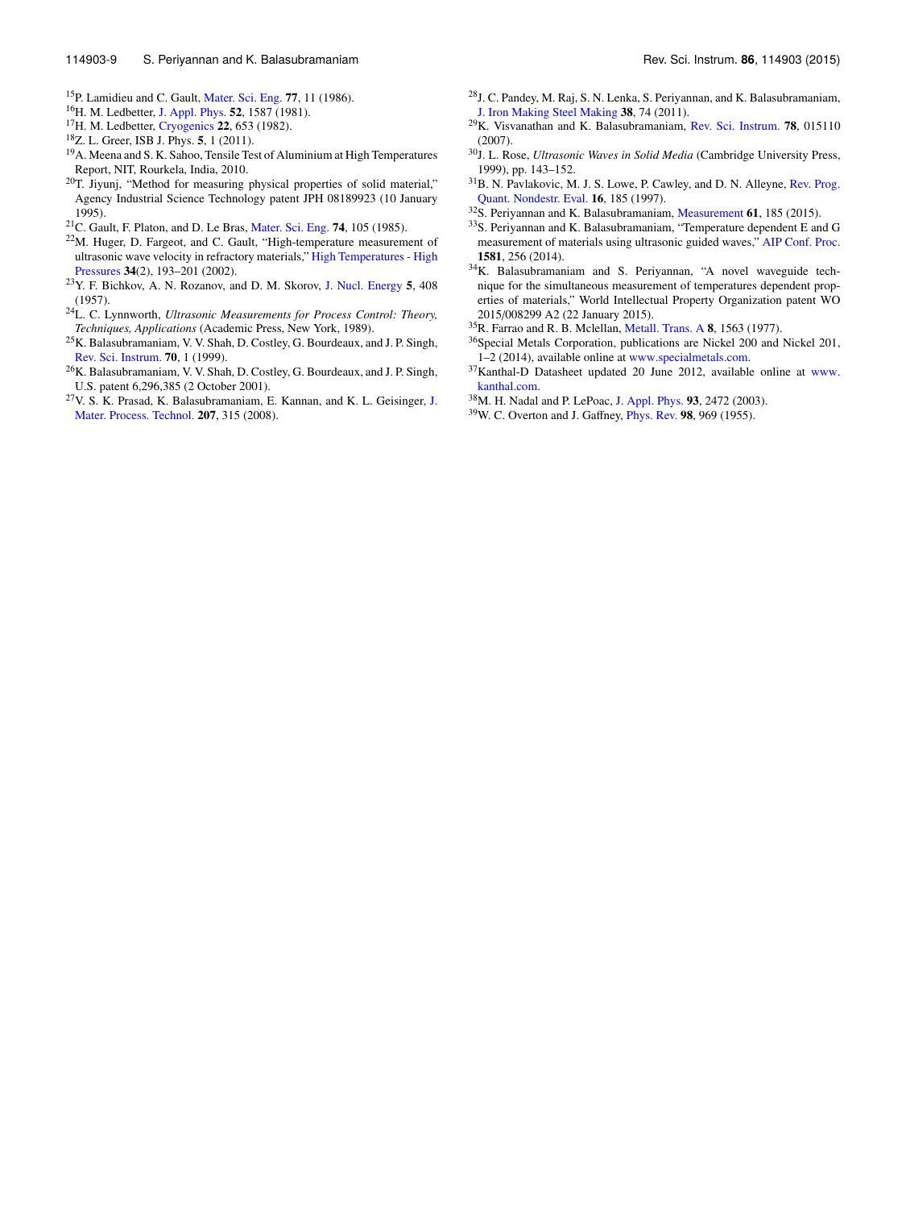[15] P. Lamidieu and C. Gault, Mater. Sci. Eng. **77**, 11 (1986).

[16] H. M. Ledbetter, J. Appl. Phys. **52**, 1587 (1981).

[17] H. M. Ledbetter, Cryogenics **22**, 653 (1982).

[18] Z. L. Greer, ISB J. Phys. **5**, 1 (2011).

[19] A. Meena and S. K. Sahoo, Tensile Test of Aluminium at High Temperatures Report, NIT, Rourkela, India, 2010.

[20] T. Jiyunj, "Method for measuring physical properties of solid material," Agency Industrial Science Technology patent JPH 08189923 (10 January 1995).

[21] C. Gault, F. Platon, and D. Le Bras, Mater. Sci. Eng. **74**, 105 (1985).

[22] M. Huger, D. Fargeot, and C. Gault, "High-temperature measurement of ultrasonic wave velocity in refractory materials," High Temperatures - High Pressures **34**(2), 193–201 (2002).

[23] Y. F. Bichkov, A. N. Rozanov, and D. M. Skorov, J. Nucl. Energy **5**, 408 (1957).

[24] L. C. Lynnworth, *Ultrasonic Measurements for Process Control: Theory, Techniques, Applications* (Academic Press, New York, 1989).

[25] K. Balasubramaniam, V. V. Shah, D. Costley, G. Bourdeaux, and J. P. Singh, Rev. Sci. Instrum. **70**, 1 (1999).

[26] K. Balasubramaniam, V. V. Shah, D. Costley, G. Bourdeaux, and J. P. Singh, U.S. patent 6,296,385 (2 October 2001).

[27] V. S. K. Prasad, K. Balasubramaniam, E. Kannan, and K. L. Geisinger, J. Mater. Process. Technol. **207**, 315 (2008).

[28] J. C. Pandey, M. Raj, S. N. Lenka, S. Periyannan, and K. Balasubramaniam, J. Iron Making Steel Making **38**, 74 (2011).

[29] K. Visvanathan and K. Balasubramaniam, Rev. Sci. Instrum. **78**, 015110 (2007).

[30] J. L. Rose, *Ultrasonic Waves in Solid Media* (Cambridge University Press, 1999), pp. 143–152.

[31] B. N. Pavlakovic, M. J. S. Lowe, P. Cawley, and D. N. Alleyne, Rev. Prog. Quant. Nondestr. Eval. **16**, 185 (1997).

[32] S. Periyannan and K. Balasubramaniam, Measurement **61**, 185 (2015).

[33] S. Periyannan and K. Balasubramaniam, "Temperature dependent E and G measurement of materials using ultrasonic guided waves," AIP Conf. Proc. **1581**, 256 (2014).

[34] K. Balasubramaniam and S. Periyannan, "A novel waveguide technique for the simultaneous measurement of temperatures dependent properties of materials," World Intellectual Property Organization patent WO 2015/008299 A2 (22 January 2015).

[35] R. Farrao and R. B. Mclellan, Metall. Trans. A **8**, 1563 (1977).

[36] Special Metals Corporation, publications are Nickel 200 and Nickel 201, 1–2 (2014), available online at www.specialmetals.com.

[37] Kanthal-D Datasheet updated 20 June 2012, available online at www.kanthal.com.

[38] M. H. Nadal and P. LePoac, J. Appl. Phys. **93**, 2472 (2003).

[39] W. C. Overton and J. Gaffney, Phys. Rev. **98**, 969 (1955).